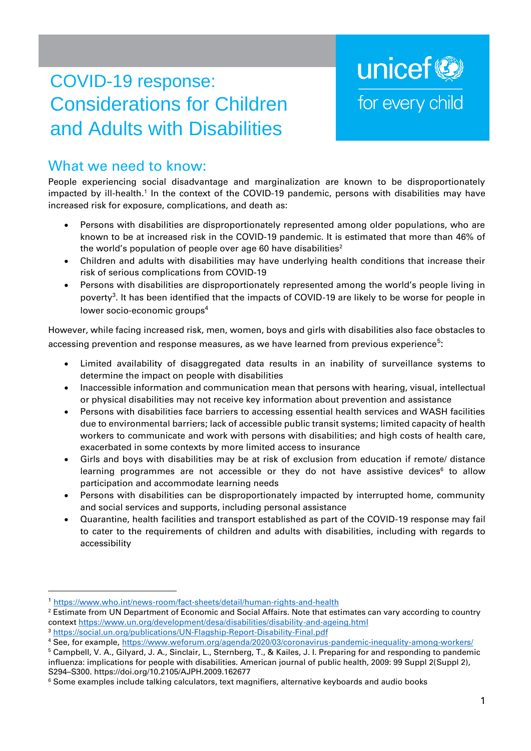# COVID-19 response: Considerations for Children and Adults with Disabilities

unicef for every child

## What we need to know:

People experiencing social disadvantage and marginalization are known to be disproportionately impacted by ill-health.[1] In the context of the COVID-19 pandemic, persons with disabilities may have increased risk for exposure, complications, and death as:

- Persons with disabilities are disproportionately represented among older populations, who are known to be at increased risk in the COVID-19 pandemic. It is estimated that more than 46% of the world's population of people over age 60 have disabilities[2]
- Children and adults with disabilities may have underlying health conditions that increase their risk of serious complications from COVID-19
- Persons with disabilities are disproportionately represented among the world's people living in poverty[3]. It has been identified that the impacts of COVID-19 are likely to be worse for people in lower socio-economic groups[4]

However, while facing increased risk, men, women, boys and girls with disabilities also face obstacles to accessing prevention and response measures, as we have learned from previous experience[5]:

- Limited availability of disaggregated data results in an inability of surveillance systems to determine the impact on people with disabilities
- Inaccessible information and communication mean that persons with hearing, visual, intellectual or physical disabilities may not receive key information about prevention and assistance
- Persons with disabilities face barriers to accessing essential health services and WASH facilities due to environmental barriers; lack of accessible public transit systems; limited capacity of health workers to communicate and work with persons with disabilities; and high costs of health care, exacerbated in some contexts by more limited access to insurance
- Girls and boys with disabilities may be at risk of exclusion from education if remote/ distance learning programmes are not accessible or they do not have assistive devices[6] to allow participation and accommodate learning needs
- Persons with disabilities can be disproportionately impacted by interrupted home, community and social services and supports, including personal assistance
- Quarantine, health facilities and transport established as part of the COVID-19 response may fail to cater to the requirements of children and adults with disabilities, including with regards to accessibility

---

[1] https://www.who.int/news-room/fact-sheets/detail/human-rights-and-health

[2] Estimate from UN Department of Economic and Social Affairs. Note that estimates can vary according to country context https://www.un.org/development/desa/disabilities/disability-and-ageing.html

[3] https://social.un.org/publications/UN-Flagship-Report-Disability-Final.pdf

[4] See, for example, https://www.weforum.org/agenda/2020/03/coronavirus-pandemic-inequality-among-workers/

[5] Campbell, V. A., Gilyard, J. A., Sinclair, L., Sternberg, T., & Kailes, J. I. Preparing for and responding to pandemic influenza: implications for people with disabilities. American journal of public health, 2009: 99 Suppl 2(Suppl 2), S294–S300. https://doi.org/10.2105/AJPH.2009.162677

[6] Some examples include talking calculators, text magnifiers, alternative keyboards and audio books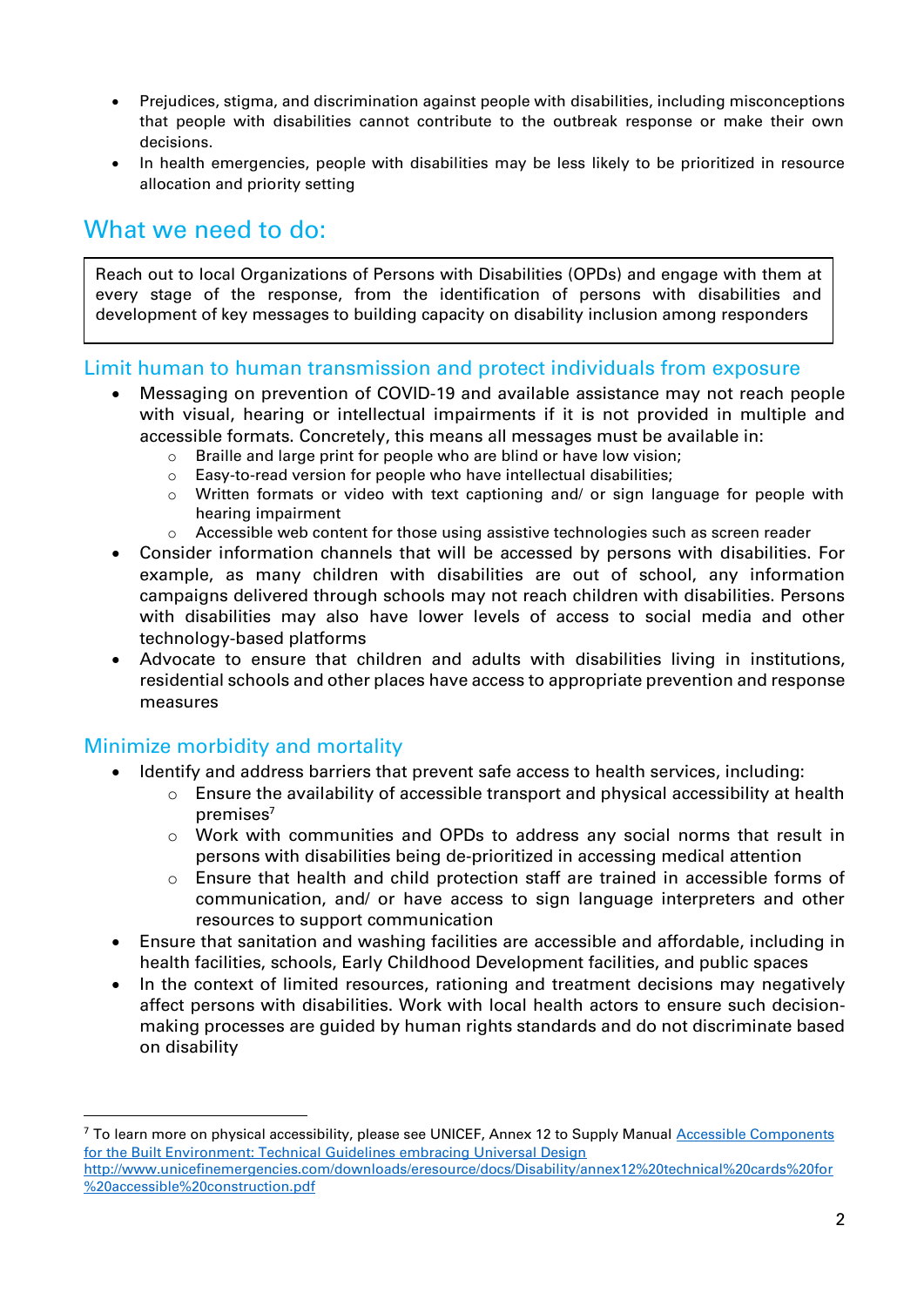- Prejudices, stigma, and discrimination against people with disabilities, including misconceptions that people with disabilities cannot contribute to the outbreak response or make their own decisions.
- In health emergencies, people with disabilities may be less likely to be prioritized in resource allocation and priority setting

## What we need to do:

Reach out to local Organizations of Persons with Disabilities (OPDs) and engage with them at every stage of the response, from the identification of persons with disabilities and development of key messages to building capacity on disability inclusion among responders

### Limit human to human transmission and protect individuals from exposure

- Messaging on prevention of COVID-19 and available assistance may not reach people with visual, hearing or intellectual impairments if it is not provided in multiple and accessible formats. Concretely, this means all messages must be available in:
  - Braille and large print for people who are blind or have low vision;
  - Easy-to-read version for people who have intellectual disabilities;
  - Written formats or video with text captioning and/ or sign language for people with hearing impairment
  - Accessible web content for those using assistive technologies such as screen reader
- Consider information channels that will be accessed by persons with disabilities. For example, as many children with disabilities are out of school, any information campaigns delivered through schools may not reach children with disabilities. Persons with disabilities may also have lower levels of access to social media and other technology-based platforms
- Advocate to ensure that children and adults with disabilities living in institutions, residential schools and other places have access to appropriate prevention and response measures

### Minimize morbidity and mortality

- Identify and address barriers that prevent safe access to health services, including:
  - Ensure the availability of accessible transport and physical accessibility at health premises[7]
  - Work with communities and OPDs to address any social norms that result in persons with disabilities being de-prioritized in accessing medical attention
  - Ensure that health and child protection staff are trained in accessible forms of communication, and/ or have access to sign language interpreters and other resources to support communication
- Ensure that sanitation and washing facilities are accessible and affordable, including in health facilities, schools, Early Childhood Development facilities, and public spaces
- In the context of limited resources, rationing and treatment decisions may negatively affect persons with disabilities. Work with local health actors to ensure such decision-making processes are guided by human rights standards and do not discriminate based on disability

[7] To learn more on physical accessibility, please see UNICEF, Annex 12 to Supply Manual [Accessible Components for the Built Environment: Technical Guidelines embracing Universal Design](http://www.unicefinemergencies.com/downloads/eresource/docs/Disability/annex12%20technical%20cards%20for%20accessible%20construction.pdf) http://www.unicefinemergencies.com/downloads/eresource/docs/Disability/annex12%20technical%20cards%20for%20accessible%20construction.pdf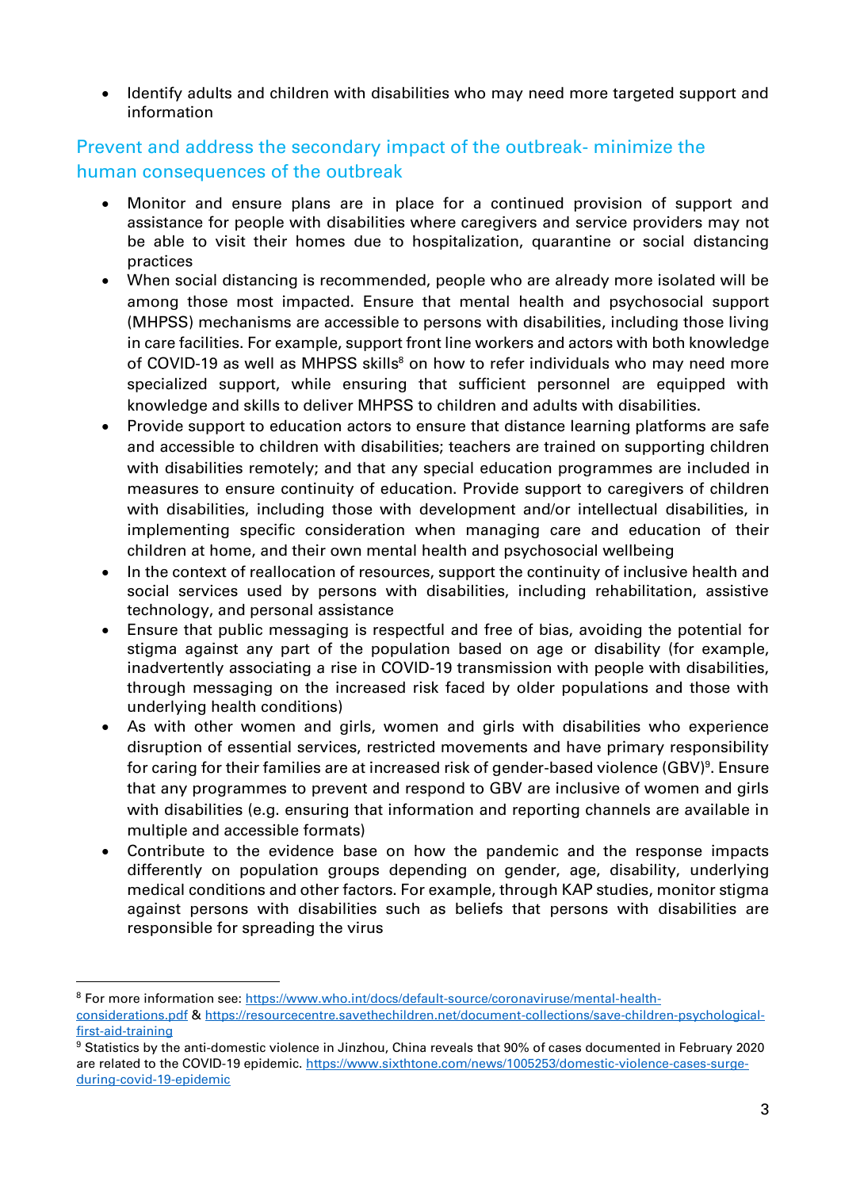- Identify adults and children with disabilities who may need more targeted support and information

## Prevent and address the secondary impact of the outbreak- minimize the human consequences of the outbreak

- Monitor and ensure plans are in place for a continued provision of support and assistance for people with disabilities where caregivers and service providers may not be able to visit their homes due to hospitalization, quarantine or social distancing practices
- When social distancing is recommended, people who are already more isolated will be among those most impacted. Ensure that mental health and psychosocial support (MHPSS) mechanisms are accessible to persons with disabilities, including those living in care facilities. For example, support front line workers and actors with both knowledge of COVID-19 as well as MHPSS skills[8] on how to refer individuals who may need more specialized support, while ensuring that sufficient personnel are equipped with knowledge and skills to deliver MHPSS to children and adults with disabilities.
- Provide support to education actors to ensure that distance learning platforms are safe and accessible to children with disabilities; teachers are trained on supporting children with disabilities remotely; and that any special education programmes are included in measures to ensure continuity of education. Provide support to caregivers of children with disabilities, including those with development and/or intellectual disabilities, in implementing specific consideration when managing care and education of their children at home, and their own mental health and psychosocial wellbeing
- In the context of reallocation of resources, support the continuity of inclusive health and social services used by persons with disabilities, including rehabilitation, assistive technology, and personal assistance
- Ensure that public messaging is respectful and free of bias, avoiding the potential for stigma against any part of the population based on age or disability (for example, inadvertently associating a rise in COVID-19 transmission with people with disabilities, through messaging on the increased risk faced by older populations and those with underlying health conditions)
- As with other women and girls, women and girls with disabilities who experience disruption of essential services, restricted movements and have primary responsibility for caring for their families are at increased risk of gender-based violence (GBV)[9]. Ensure that any programmes to prevent and respond to GBV are inclusive of women and girls with disabilities (e.g. ensuring that information and reporting channels are available in multiple and accessible formats)
- Contribute to the evidence base on how the pandemic and the response impacts differently on population groups depending on gender, age, disability, underlying medical conditions and other factors. For example, through KAP studies, monitor stigma against persons with disabilities such as beliefs that persons with disabilities are responsible for spreading the virus

---

[8] For more information see: https://www.who.int/docs/default-source/coronaviruse/mental-health-considerations.pdf & https://resourcecentre.savethechildren.net/document-collections/save-children-psychological-first-aid-training

[9] Statistics by the anti-domestic violence in Jinzhou, China reveals that 90% of cases documented in February 2020 are related to the COVID-19 epidemic. https://www.sixthtone.com/news/1005253/domestic-violence-cases-surge-during-covid-19-epidemic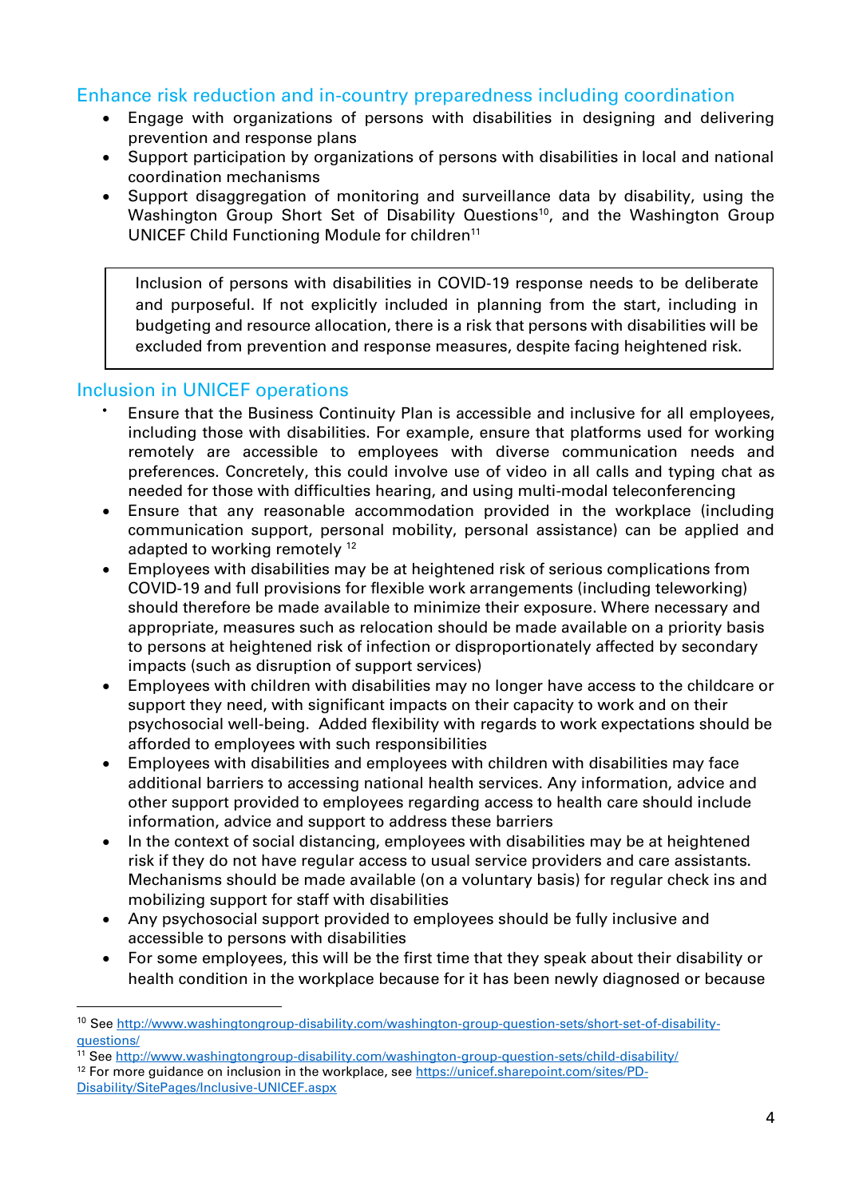## Enhance risk reduction and in-country preparedness including coordination

- Engage with organizations of persons with disabilities in designing and delivering prevention and response plans
- Support participation by organizations of persons with disabilities in local and national coordination mechanisms
- Support disaggregation of monitoring and surveillance data by disability, using the Washington Group Short Set of Disability Questions[10], and the Washington Group UNICEF Child Functioning Module for children[11]

> Inclusion of persons with disabilities in COVID-19 response needs to be deliberate and purposeful. If not explicitly included in planning from the start, including in budgeting and resource allocation, there is a risk that persons with disabilities will be excluded from prevention and response measures, despite facing heightened risk.

## Inclusion in UNICEF operations

- Ensure that the Business Continuity Plan is accessible and inclusive for all employees, including those with disabilities. For example, ensure that platforms used for working remotely are accessible to employees with diverse communication needs and preferences. Concretely, this could involve use of video in all calls and typing chat as needed for those with difficulties hearing, and using multi-modal teleconferencing
- Ensure that any reasonable accommodation provided in the workplace (including communication support, personal mobility, personal assistance) can be applied and adapted to working remotely [12]
- Employees with disabilities may be at heightened risk of serious complications from COVID-19 and full provisions for flexible work arrangements (including teleworking) should therefore be made available to minimize their exposure. Where necessary and appropriate, measures such as relocation should be made available on a priority basis to persons at heightened risk of infection or disproportionately affected by secondary impacts (such as disruption of support services)
- Employees with children with disabilities may no longer have access to the childcare or support they need, with significant impacts on their capacity to work and on their psychosocial well-being. Added flexibility with regards to work expectations should be afforded to employees with such responsibilities
- Employees with disabilities and employees with children with disabilities may face additional barriers to accessing national health services. Any information, advice and other support provided to employees regarding access to health care should include information, advice and support to address these barriers
- In the context of social distancing, employees with disabilities may be at heightened risk if they do not have regular access to usual service providers and care assistants. Mechanisms should be made available (on a voluntary basis) for regular check ins and mobilizing support for staff with disabilities
- Any psychosocial support provided to employees should be fully inclusive and accessible to persons with disabilities
- For some employees, this will be the first time that they speak about their disability or health condition in the workplace because for it has been newly diagnosed or because

---

[10] See http://www.washingtongroup-disability.com/washington-group-question-sets/short-set-of-disability-questions/

[11] See http://www.washingtongroup-disability.com/washington-group-question-sets/child-disability/

[12] For more guidance on inclusion in the workplace, see https://unicef.sharepoint.com/sites/PD-Disability/SitePages/Inclusive-UNICEF.aspx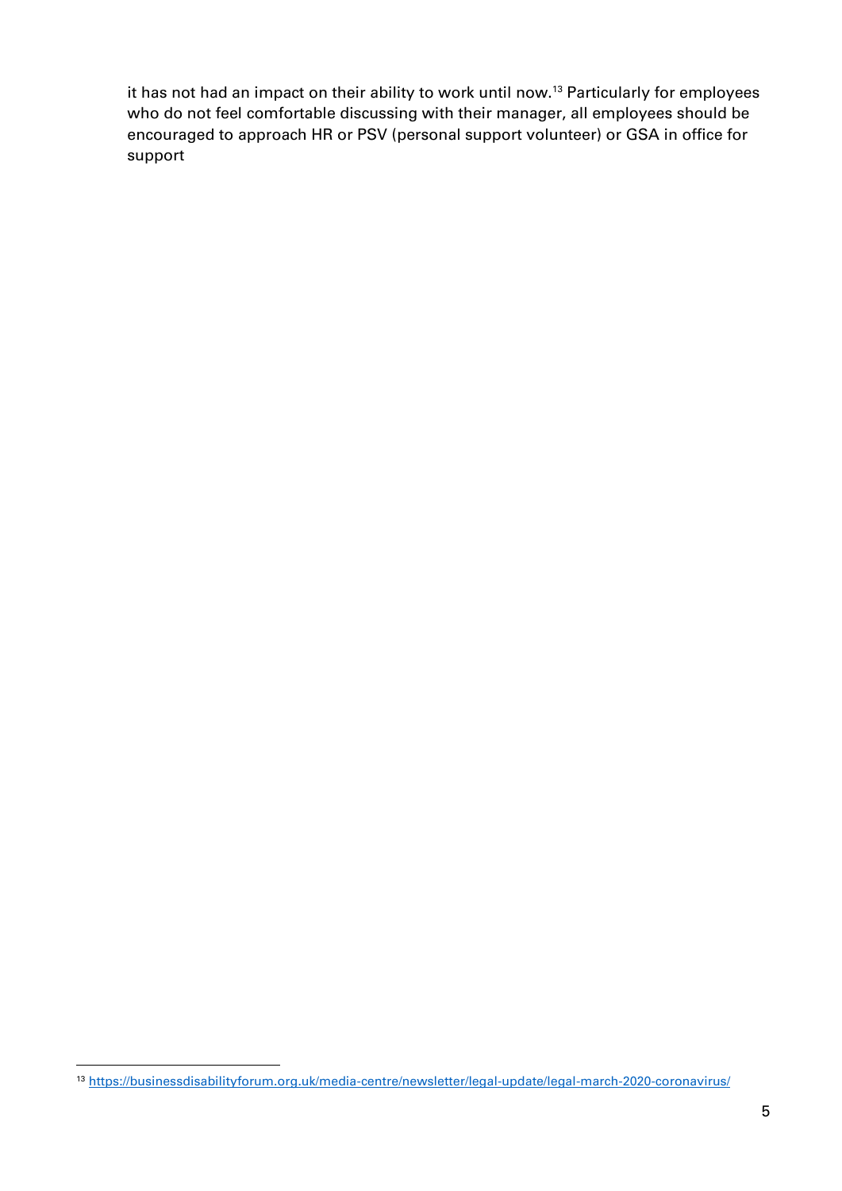it has not had an impact on their ability to work until now.[13] Particularly for employees who do not feel comfortable discussing with their manager, all employees should be encouraged to approach HR or PSV (personal support volunteer) or GSA in office for support

[13] https://businessdisabilityforum.org.uk/media-centre/newsletter/legal-update/legal-march-2020-coronavirus/